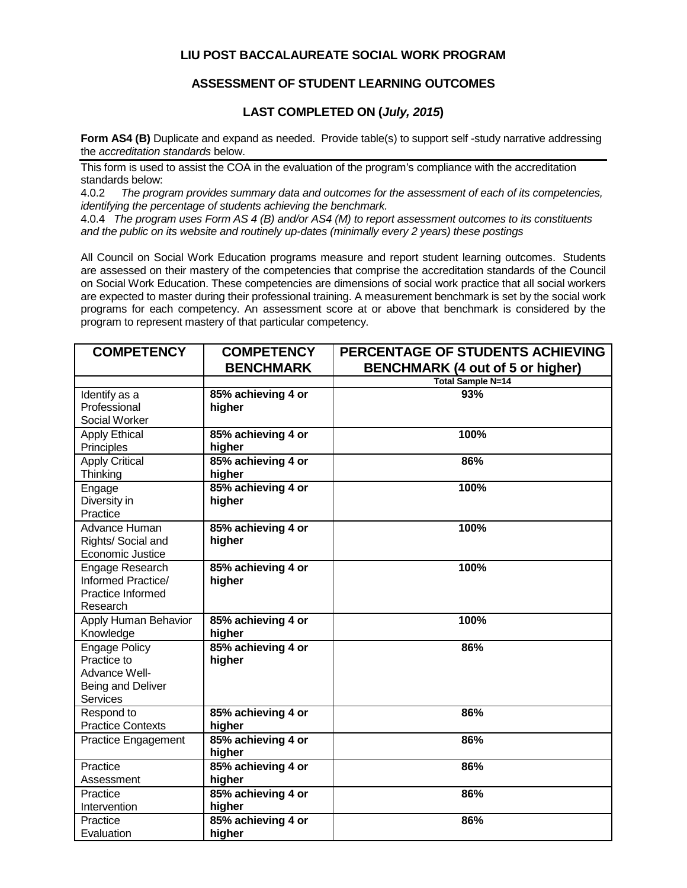# LIU POST BACCALAUREATE SOCIAL WORK PROGRAM

## ASSESSMENT OF STUDENT LEARNING OUTCOMES

## LAST COMPLETED ON (*July, 2015*)

**Form AS4 (B)** Duplicate and expand as needed. Provide table(s) to support self -study narrative addressing the *accreditation standards* below.

This form is used to assist the COA in the evaluation of the program's compliance with the accreditation standards below:

4.0.2 *The program provides summary data and outcomes for the assessment of each of its competencies, identifying the percentage of students achieving the benchmark.*

4.0.4 *The program uses Form AS 4 (B) and/or AS4 (M) to report assessment outcomes to its constituents and the public on its website and routinely up-dates (minimally every 2 years) these postings*

All Council on Social Work Education programs measure and report student learning outcomes. Students are assessed on their mastery of the competencies that comprise the accreditation standards of the Council on Social Work Education. These competencies are dimensions of social work practice that all social workers are expected to master during their professional training. A measurement benchmark is set by the social work programs for each competency. An assessment score at or above that benchmark is considered by the program to represent mastery of that particular competency.

| COMPETENCY | COMPETENCY BENCHMARK | PERCENTAGE OF STUDENTS ACHIEVING BENCHMARK (4 out of 5 or higher) |
|---|---|---|
| | | **Total Sample N=14** |
| Identify as a Professional Social Worker | **85% achieving 4 or higher** | **93%** |
| Apply Ethical Principles | **85% achieving 4 or higher** | **100%** |
| Apply Critical Thinking | **85% achieving 4 or higher** | **86%** |
| Engage Diversity in Practice | **85% achieving 4 or higher** | **100%** |
| Advance Human Rights/ Social and Economic Justice | **85% achieving 4 or higher** | **100%** |
| Engage Research Informed Practice/ Practice Informed Research | **85% achieving 4 or higher** | **100%** |
| Apply Human Behavior Knowledge | **85% achieving 4 or higher** | **100%** |
| Engage Policy Practice to Advance Well-Being and Deliver Services | **85% achieving 4 or higher** | **86%** |
| Respond to Practice Contexts | **85% achieving 4 or higher** | **86%** |
| Practice Engagement | **85% achieving 4 or higher** | **86%** |
| Practice Assessment | **85% achieving 4 or higher** | **86%** |
| Practice Intervention | **85% achieving 4 or higher** | **86%** |
| Practice Evaluation | **85% achieving 4 or higher** | **86%** |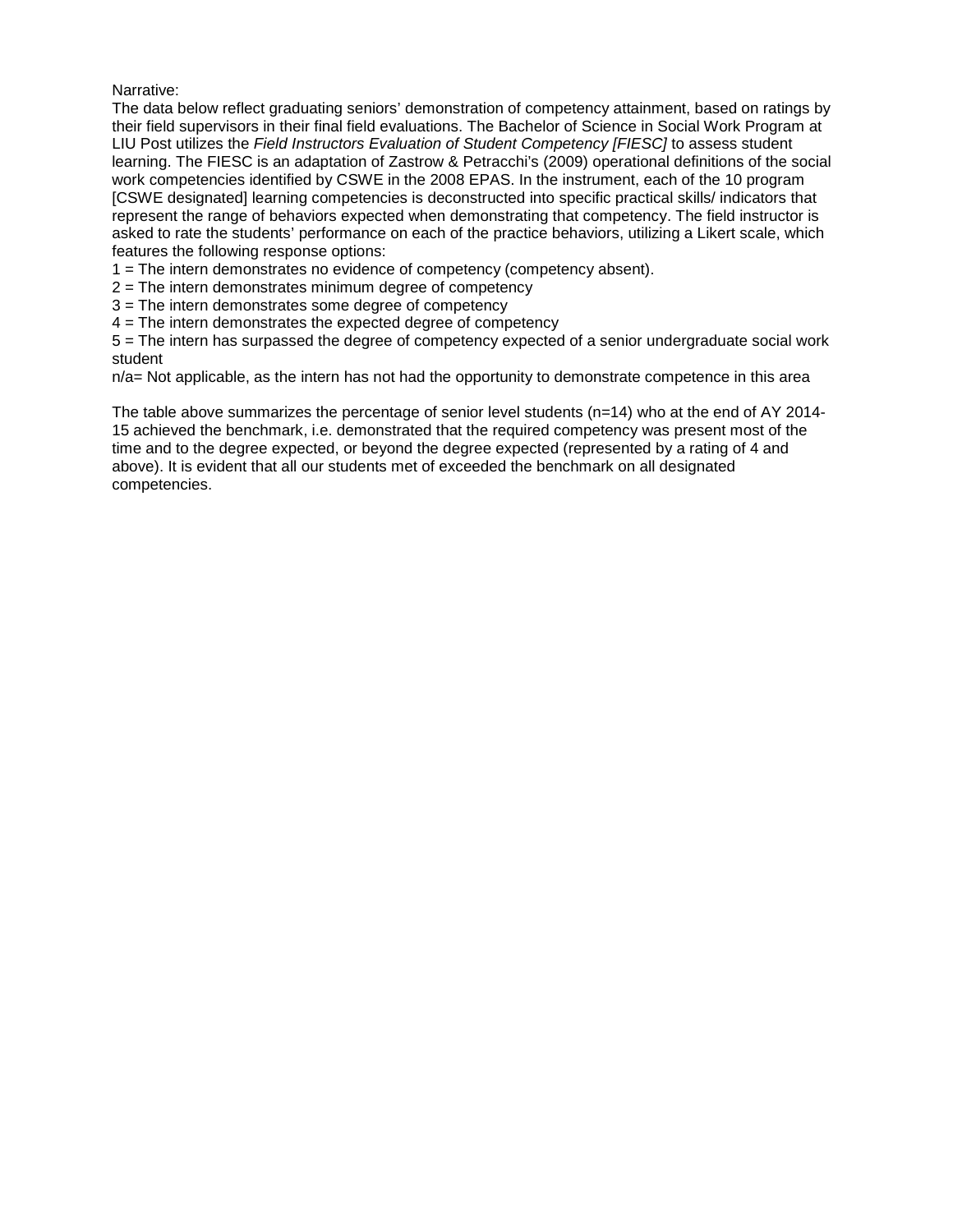Narrative:

The data below reflect graduating seniors' demonstration of competency attainment, based on ratings by their field supervisors in their final field evaluations. The Bachelor of Science in Social Work Program at LIU Post utilizes the *Field Instructors Evaluation of Student Competency [FIESC]* to assess student learning. The FIESC is an adaptation of Zastrow & Petracchi's (2009) operational definitions of the social work competencies identified by CSWE in the 2008 EPAS. In the instrument, each of the 10 program [CSWE designated] learning competencies is deconstructed into specific practical skills/ indicators that represent the range of behaviors expected when demonstrating that competency. The field instructor is asked to rate the students' performance on each of the practice behaviors, utilizing a Likert scale, which features the following response options:

1 = The intern demonstrates no evidence of competency (competency absent).
2 = The intern demonstrates minimum degree of competency
3 = The intern demonstrates some degree of competency
4 = The intern demonstrates the expected degree of competency
5 = The intern has surpassed the degree of competency expected of a senior undergraduate social work student
n/a= Not applicable, as the intern has not had the opportunity to demonstrate competence in this area

The table above summarizes the percentage of senior level students (n=14) who at the end of AY 2014-15 achieved the benchmark, i.e. demonstrated that the required competency was present most of the time and to the degree expected, or beyond the degree expected (represented by a rating of 4 and above). It is evident that all our students met of exceeded the benchmark on all designated competencies.